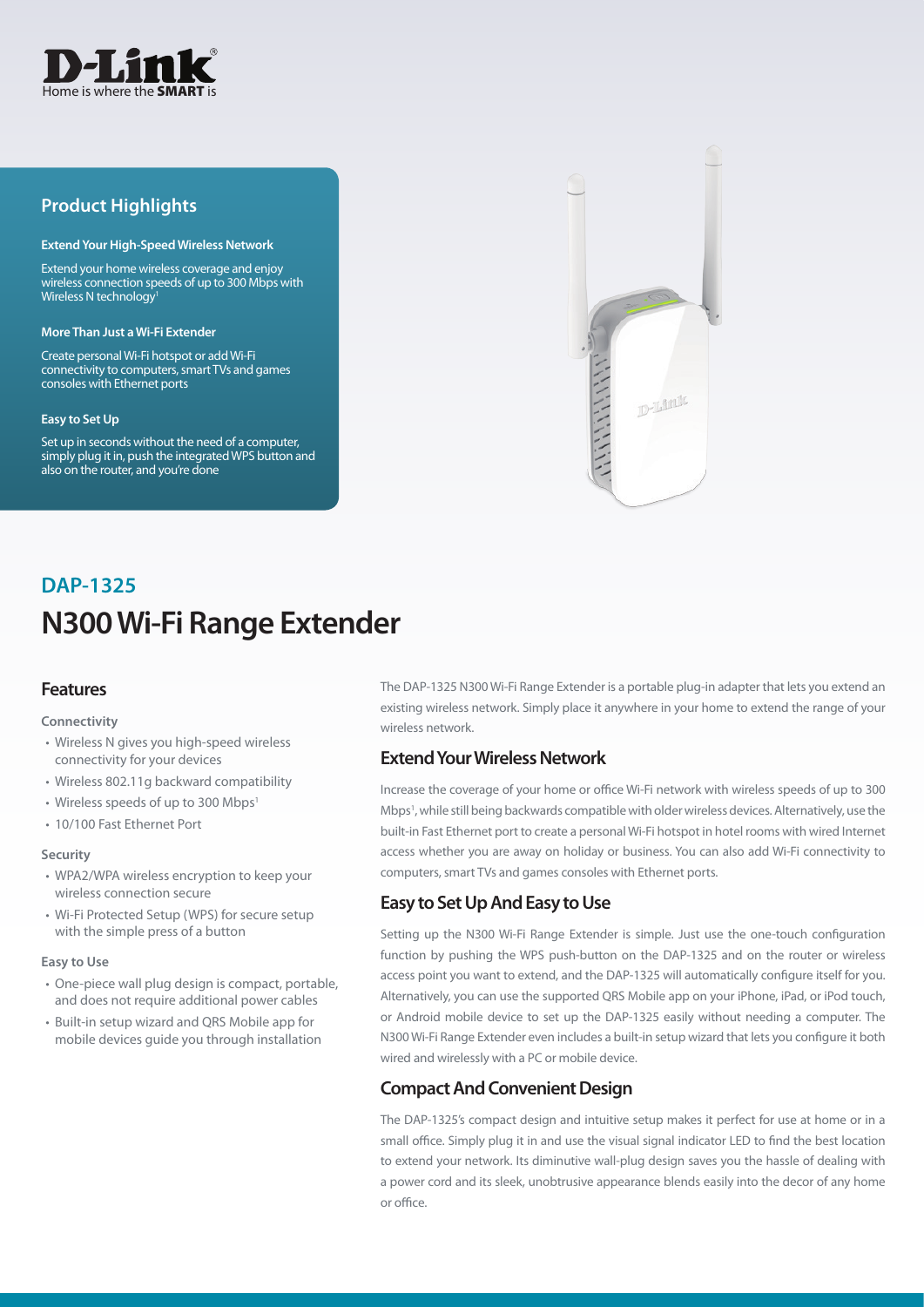D-Link
Home is where the **SMART** is

## Product Highlights

**Extend Your High-Speed Wireless Network**

Extend your home wireless coverage and enjoy wireless connection speeds of up to 300 Mbps with Wireless N technology[1]

**More Than Just a Wi-Fi Extender**

Create personal Wi-Fi hotspot or add Wi-Fi connectivity to computers, smart TVs and games consoles with Ethernet ports

**Easy to Set Up**

Set up in seconds without the need of a computer, simply plug it in, push the integrated WPS button and also on the router, and you're done

## DAP-1325

# N300 Wi-Fi Range Extender

## Features

**Connectivity**

- Wireless N gives you high-speed wireless connectivity for your devices
- Wireless 802.11g backward compatibility
- Wireless speeds of up to 300 Mbps[1]
- 10/100 Fast Ethernet Port

**Security**

- WPA2/WPA wireless encryption to keep your wireless connection secure
- Wi-Fi Protected Setup (WPS) for secure setup with the simple press of a button

**Easy to Use**

- One-piece wall plug design is compact, portable, and does not require additional power cables
- Built-in setup wizard and QRS Mobile app for mobile devices guide you through installation

The DAP-1325 N300 Wi-Fi Range Extender is a portable plug-in adapter that lets you extend an existing wireless network. Simply place it anywhere in your home to extend the range of your wireless network.

### Extend Your Wireless Network

Increase the coverage of your home or office Wi-Fi network with wireless speeds of up to 300 Mbps[1], while still being backwards compatible with older wireless devices. Alternatively, use the built-in Fast Ethernet port to create a personal Wi-Fi hotspot in hotel rooms with wired Internet access whether you are away on holiday or business. You can also add Wi-Fi connectivity to computers, smart TVs and games consoles with Ethernet ports.

### Easy to Set Up And Easy to Use

Setting up the N300 Wi-Fi Range Extender is simple. Just use the one-touch configuration function by pushing the WPS push-button on the DAP-1325 and on the router or wireless access point you want to extend, and the DAP-1325 will automatically configure itself for you. Alternatively, you can use the supported QRS Mobile app on your iPhone, iPad, or iPod touch, or Android mobile device to set up the DAP-1325 easily without needing a computer. The N300 Wi-Fi Range Extender even includes a built-in setup wizard that lets you configure it both wired and wirelessly with a PC or mobile device.

### Compact And Convenient Design

The DAP-1325's compact design and intuitive setup makes it perfect for use at home or in a small office. Simply plug it in and use the visual signal indicator LED to find the best location to extend your network. Its diminutive wall-plug design saves you the hassle of dealing with a power cord and its sleek, unobtrusive appearance blends easily into the decor of any home or office.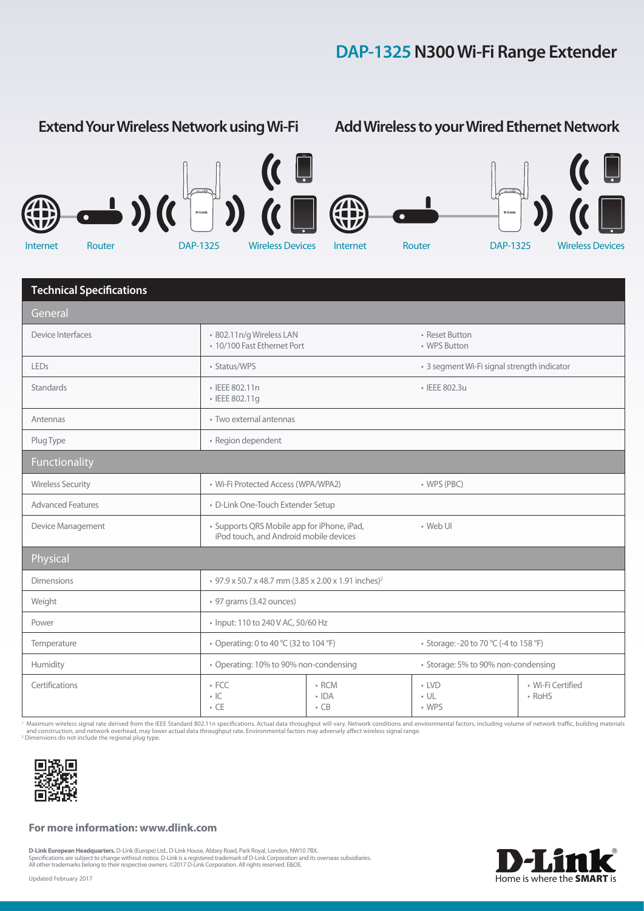# DAP-1325 N300 Wi-Fi Range Extender

## Extend Your Wireless Network using Wi-Fi

Internet Router DAP-1325 Wireless Devices

## Add Wireless to your Wired Ethernet Network

Internet Router DAP-1325 Wireless Devices

## Technical Specifications

| | | | | |
|---|---|---|---|---|
| **General** | | | | |
| Device Interfaces | • 802.11n/g Wireless LAN<br>• 10/100 Fast Ethernet Port | | • Reset Button<br>• WPS Button | |
| LEDs | • Status/WPS | | • 3 segment Wi-Fi signal strength indicator | |
| Standards | • IEEE 802.11n<br>• IEEE 802.11g | | • IEEE 802.3u | |
| Antennas | • Two external antennas | | | |
| Plug Type | • Region dependent | | | |
| **Functionality** | | | | |
| Wireless Security | • Wi-Fi Protected Access (WPA/WPA2) | | • WPS (PBC) | |
| Advanced Features | • D-Link One-Touch Extender Setup | | | |
| Device Management | • Supports QRS Mobile app for iPhone, iPad, iPod touch, and Android mobile devices | | • Web UI | |
| **Physical** | | | | |
| Dimensions | • 97.9 x 50.7 x 48.7 mm (3.85 x 2.00 x 1.91 inches)[2] | | | |
| Weight | • 97 grams (3.42 ounces) | | | |
| Power | • Input: 110 to 240 V AC, 50/60 Hz | | | |
| Temperature | • Operating: 0 to 40 °C (32 to 104 °F) | | • Storage: -20 to 70 °C (-4 to 158 °F) | |
| Humidity | • Operating: 10% to 90% non-condensing | | • Storage: 5% to 90% non-condensing | |
| Certifications | • FCC<br>• IC<br>• CE | • RCM<br>• IDA<br>• CB | • LVD<br>• UL<br>• WPS | • Wi-Fi Certified<br>• RoHS |

[1] Maximum wireless signal rate derived from the IEEE Standard 802.11n specifications. Actual data throughput will vary. Network conditions and environmental factors, including volume of network traffic, building materials and construction, and network overhead, may lower actual data throughput rate. Environmental factors may adversely affect wireless signal range.
[2] Dimensions do not include the regional plug type.

**For more information: www.dlink.com**

**D-Link European Headquarters.** D-Link (Europe) Ltd., D-Link House, Abbey Road, Park Royal, London, NW10 7BX.
Specifications are subject to change without notice. D-Link is a registered trademark of D-Link Corporation and its overseas subsidiaries.
All other trademarks belong to their respective owners. ©2017 D-Link Corporation. All rights reserved. E&OE.

Updated February 2017

D-Link® Home is where the **SMART** is